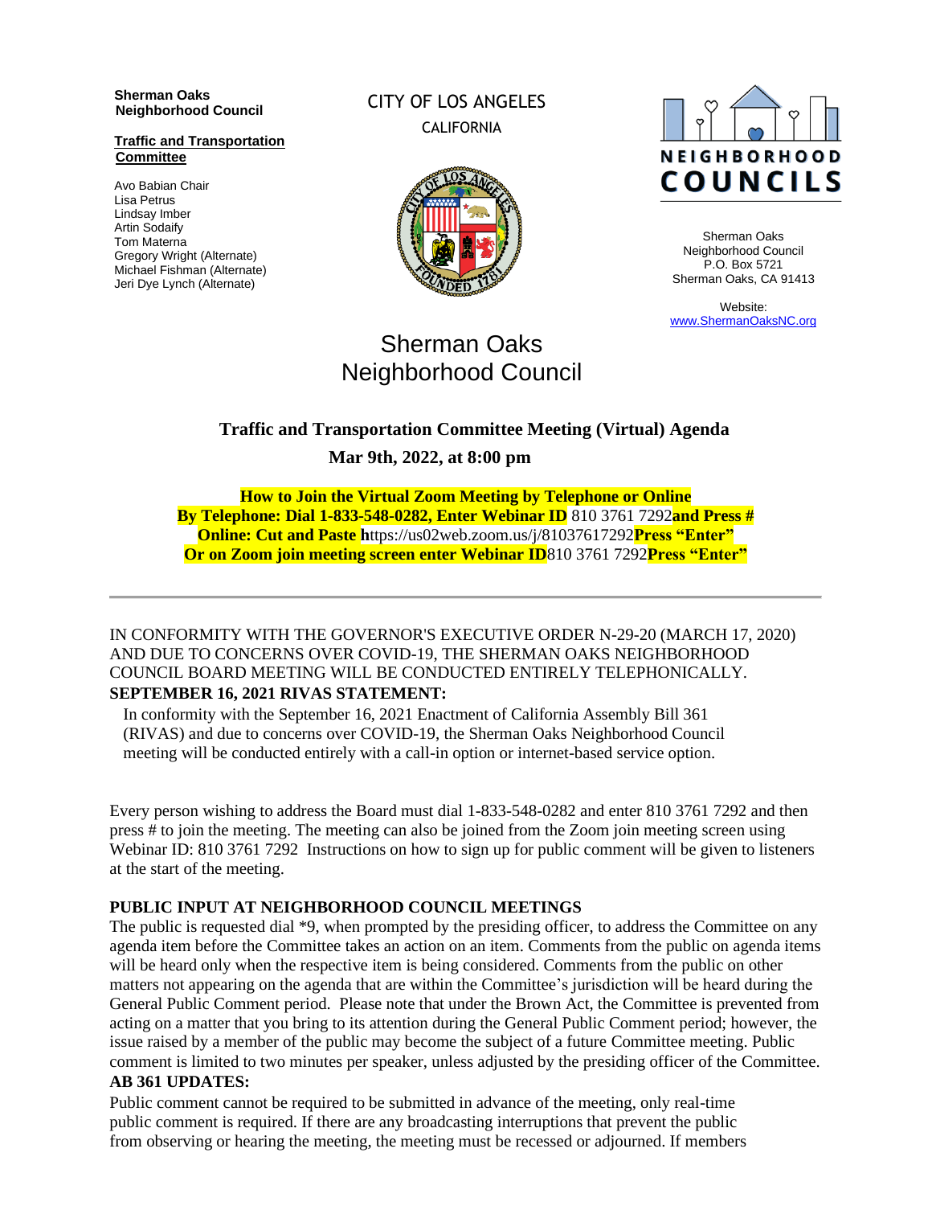**Sherman Oaks Neighborhood Council**

**Traffic and Transportation Committee**

Avo Babian Chair
Lisa Petrus
Lindsay Imber
Artin Sodaify
Tom Materna
Gregory Wright (Alternate)
Michael Fishman (Alternate)
Jeri Dye Lynch (Alternate)

CITY OF LOS ANGELES
CALIFORNIA

NEIGHBORHOOD COUNCILS

Sherman Oaks Neighborhood Council
P.O. Box 5721
Sherman Oaks, CA 91413

Website:
www.ShermanOaksNC.org

# Sherman Oaks Neighborhood Council

## Traffic and Transportation Committee Meeting (Virtual) Agenda

**Mar 9th, 2022, at 8:00 pm**

**How to Join the Virtual Zoom Meeting by Telephone or Online**
**By Telephone: Dial 1-833-548-0282, Enter Webinar ID** 810 3761 7292 **and Press #**
**Online: Cut and Paste h**ttps://us02web.zoom.us/j/81037617292 **Press "Enter"**
**Or on Zoom join meeting screen enter Webinar ID** 810 3761 7292 **Press "Enter"**

---

IN CONFORMITY WITH THE GOVERNOR'S EXECUTIVE ORDER N-29-20 (MARCH 17, 2020) AND DUE TO CONCERNS OVER COVID-19, THE SHERMAN OAKS NEIGHBORHOOD COUNCIL BOARD MEETING WILL BE CONDUCTED ENTIRELY TELEPHONICALLY.

**SEPTEMBER 16, 2021 RIVAS STATEMENT:**

In conformity with the September 16, 2021 Enactment of California Assembly Bill 361 (RIVAS) and due to concerns over COVID-19, the Sherman Oaks Neighborhood Council meeting will be conducted entirely with a call-in option or internet-based service option.

Every person wishing to address the Board must dial 1-833-548-0282 and enter 810 3761 7292 and then press # to join the meeting. The meeting can also be joined from the Zoom join meeting screen using Webinar ID: 810 3761 7292 Instructions on how to sign up for public comment will be given to listeners at the start of the meeting.

**PUBLIC INPUT AT NEIGHBORHOOD COUNCIL MEETINGS**

The public is requested dial *9, when prompted by the presiding officer, to address the Committee on any agenda item before the Committee takes an action on an item. Comments from the public on agenda items will be heard only when the respective item is being considered. Comments from the public on other matters not appearing on the agenda that are within the Committee's jurisdiction will be heard during the General Public Comment period. Please note that under the Brown Act, the Committee is prevented from acting on a matter that you bring to its attention during the General Public Comment period; however, the issue raised by a member of the public may become the subject of a future Committee meeting. Public comment is limited to two minutes per speaker, unless adjusted by the presiding officer of the Committee.

**AB 361 UPDATES:**

Public comment cannot be required to be submitted in advance of the meeting, only real-time public comment is required. If there are any broadcasting interruptions that prevent the public from observing or hearing the meeting, the meeting must be recessed or adjourned. If members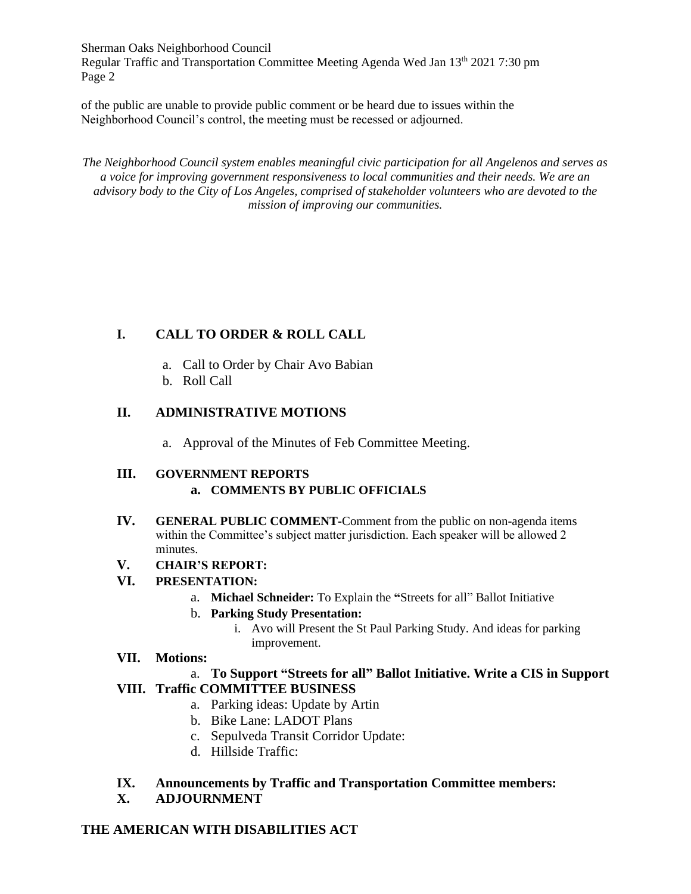of the public are unable to provide public comment or be heard due to issues within the Neighborhood Council's control, the meeting must be recessed or adjourned.

*The Neighborhood Council system enables meaningful civic participation for all Angelenos and serves as a voice for improving government responsiveness to local communities and their needs. We are an advisory body to the City of Los Angeles, comprised of stakeholder volunteers who are devoted to the mission of improving our communities.*

## I. CALL TO ORDER & ROLL CALL

a. Call to Order by Chair Avo Babian
b. Roll Call

## II. ADMINISTRATIVE MOTIONS

a. Approval of the Minutes of Feb Committee Meeting.

## III. GOVERNMENT REPORTS

**a. COMMENTS BY PUBLIC OFFICIALS**

**IV. GENERAL PUBLIC COMMENT**-Comment from the public on non-agenda items within the Committee's subject matter jurisdiction. Each speaker will be allowed 2 minutes.

**V. CHAIR'S REPORT:**

**VI. PRESENTATION:**

a. **Michael Schneider:** To Explain the **"**Streets for all" Ballot Initiative
b. **Parking Study Presentation:**
   i. Avo will Present the St Paul Parking Study. And ideas for parking improvement.

**VII. Motions:**

a. **To Support "Streets for all" Ballot Initiative. Write a CIS in Support**

**VIII. Traffic COMMITTEE BUSINESS**

a. Parking ideas: Update by Artin
b. Bike Lane: LADOT Plans
c. Sepulveda Transit Corridor Update:
d. Hillside Traffic:

**IX. Announcements by Traffic and Transportation Committee members:**

**X. ADJOURNMENT**

**THE AMERICAN WITH DISABILITIES ACT**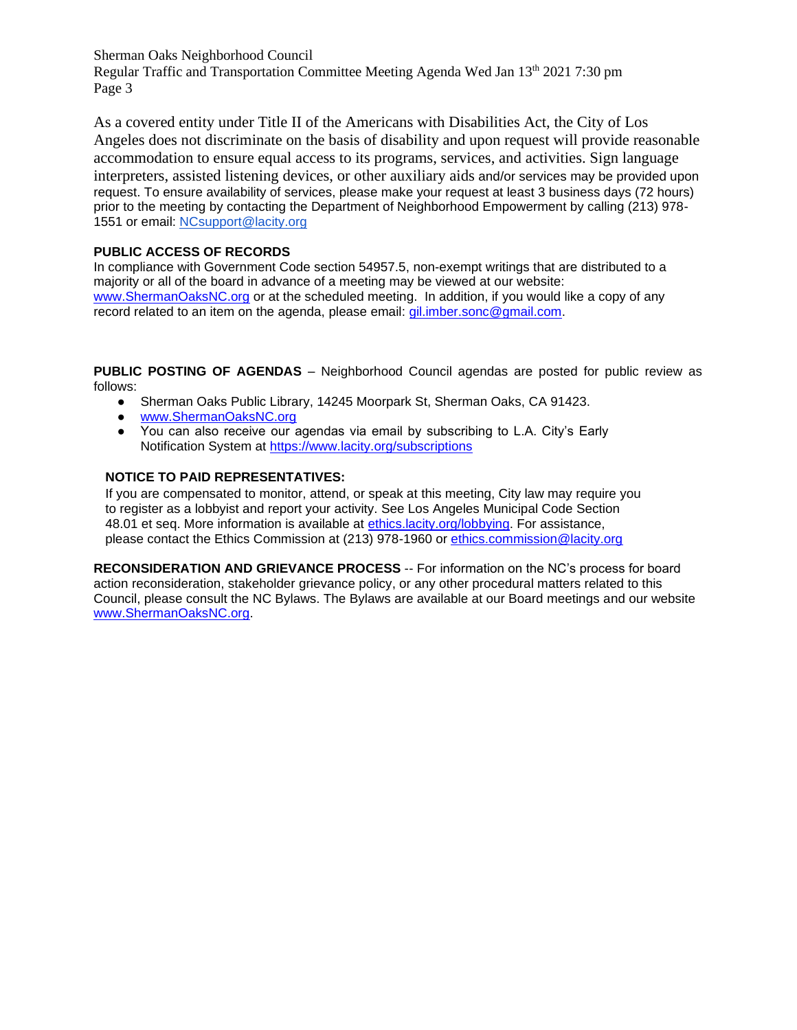As a covered entity under Title II of the Americans with Disabilities Act, the City of Los Angeles does not discriminate on the basis of disability and upon request will provide reasonable accommodation to ensure equal access to its programs, services, and activities. Sign language interpreters, assisted listening devices, or other auxiliary aids and/or services may be provided upon request. To ensure availability of services, please make your request at least 3 business days (72 hours) prior to the meeting by contacting the Department of Neighborhood Empowerment by calling (213) 978-1551 or email: NCsupport@lacity.org

**PUBLIC ACCESS OF RECORDS**

In compliance with Government Code section 54957.5, non-exempt writings that are distributed to a majority or all of the board in advance of a meeting may be viewed at our website: www.ShermanOaksNC.org or at the scheduled meeting. In addition, if you would like a copy of any record related to an item on the agenda, please email: gil.imber.sonc@gmail.com.

**PUBLIC POSTING OF AGENDAS** – Neighborhood Council agendas are posted for public review as follows:

- Sherman Oaks Public Library, 14245 Moorpark St, Sherman Oaks, CA 91423.
- www.ShermanOaksNC.org
- You can also receive our agendas via email by subscribing to L.A. City's Early Notification System at https://www.lacity.org/subscriptions

**NOTICE TO PAID REPRESENTATIVES:**

If you are compensated to monitor, attend, or speak at this meeting, City law may require you to register as a lobbyist and report your activity. See Los Angeles Municipal Code Section 48.01 et seq. More information is available at ethics.lacity.org/lobbying. For assistance, please contact the Ethics Commission at (213) 978-1960 or ethics.commission@lacity.org

**RECONSIDERATION AND GRIEVANCE PROCESS** -- For information on the NC's process for board action reconsideration, stakeholder grievance policy, or any other procedural matters related to this Council, please consult the NC Bylaws. The Bylaws are available at our Board meetings and our website www.ShermanOaksNC.org.